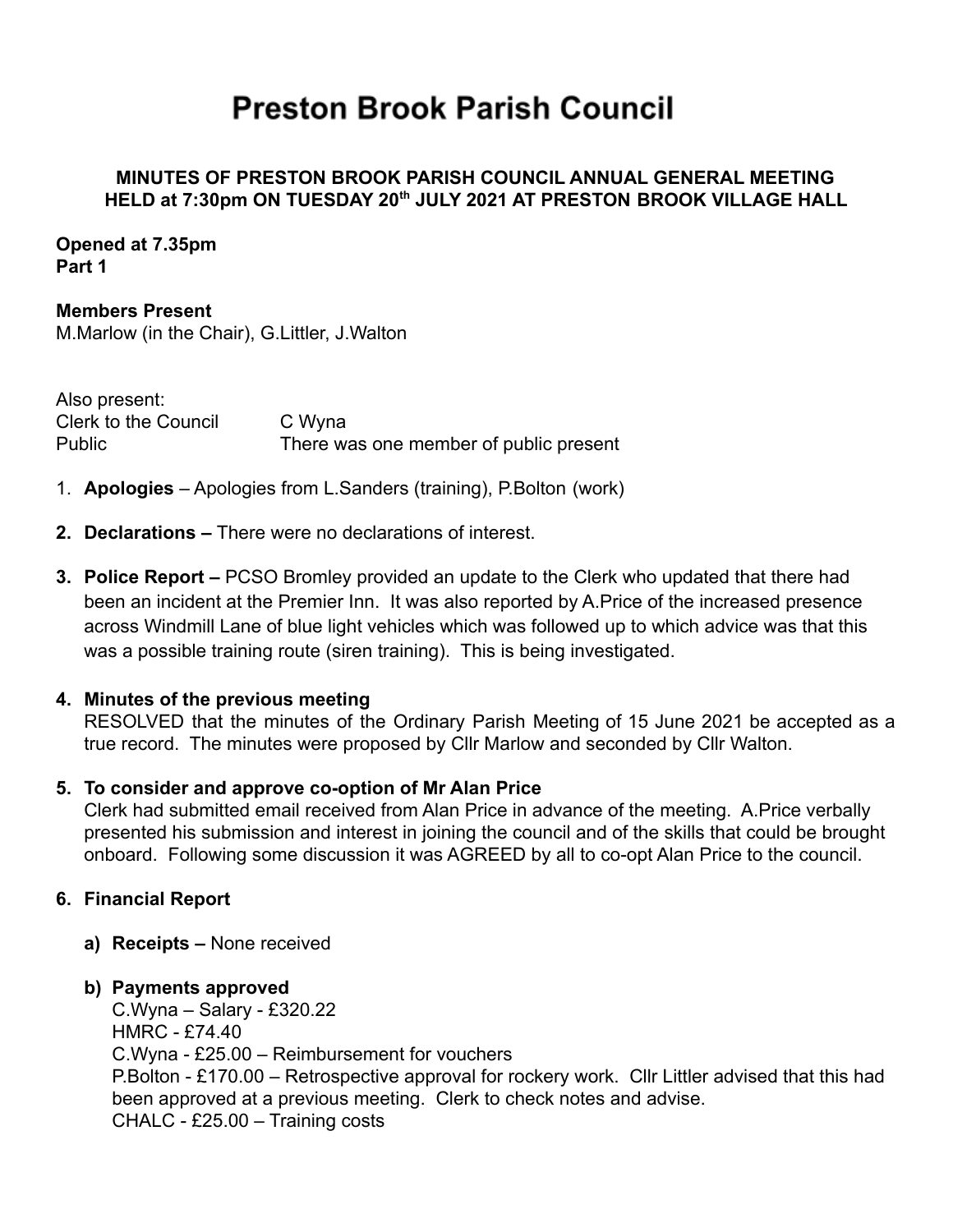# Preston Brook Parish Council

**MINUTES OF PRESTON BROOK PARISH COUNCIL ANNUAL GENERAL MEETING HELD at 7:30pm ON TUESDAY 20th JULY 2021 AT PRESTON BROOK VILLAGE HALL**

**Opened at 7.35pm**
**Part 1**

**Members Present**
M.Marlow (in the Chair), G.Littler, J.Walton

Also present:
Clerk to the Council C Wyna
Public There was one member of public present

1. **Apologies** – Apologies from L.Sanders (training), P.Bolton (work)

2. **Declarations –** There were no declarations of interest.

3. **Police Report –** PCSO Bromley provided an update to the Clerk who updated that there had been an incident at the Premier Inn. It was also reported by A.Price of the increased presence across Windmill Lane of blue light vehicles which was followed up to which advice was that this was a possible training route (siren training). This is being investigated.

4. **Minutes of the previous meeting**
   RESOLVED that the minutes of the Ordinary Parish Meeting of 15 June 2021 be accepted as a true record. The minutes were proposed by Cllr Marlow and seconded by Cllr Walton.

5. **To consider and approve co-option of Mr Alan Price**
   Clerk had submitted email received from Alan Price in advance of the meeting. A.Price verbally presented his submission and interest in joining the council and of the skills that could be brought onboard. Following some discussion it was AGREED by all to co-opt Alan Price to the council.

6. **Financial Report**

   a) **Receipts –** None received

   b) **Payments approved**
   C.Wyna – Salary - £320.22
   HMRC - £74.40
   C.Wyna - £25.00 – Reimbursement for vouchers
   P.Bolton - £170.00 – Retrospective approval for rockery work. Cllr Littler advised that this had been approved at a previous meeting. Clerk to check notes and advise.
   CHALC - £25.00 – Training costs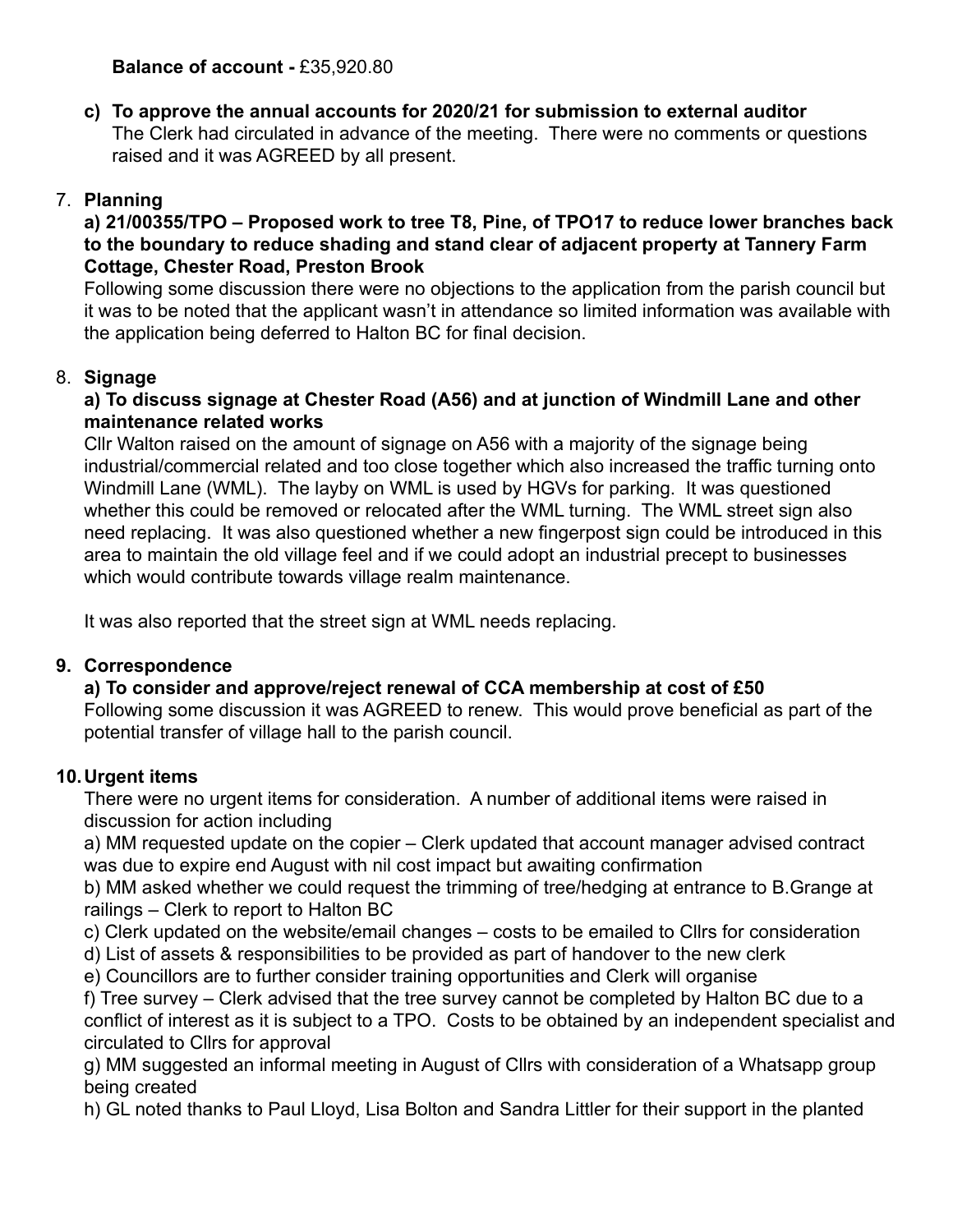**Balance of account -** £35,920.80

**c) To approve the annual accounts for 2020/21 for submission to external auditor**
The Clerk had circulated in advance of the meeting. There were no comments or questions raised and it was AGREED by all present.

7. **Planning**

**a) 21/00355/TPO – Proposed work to tree T8, Pine, of TPO17 to reduce lower branches back to the boundary to reduce shading and stand clear of adjacent property at Tannery Farm Cottage, Chester Road, Preston Brook**
Following some discussion there were no objections to the application from the parish council but it was to be noted that the applicant wasn't in attendance so limited information was available with the application being deferred to Halton BC for final decision.

8. **Signage**

**a) To discuss signage at Chester Road (A56) and at junction of Windmill Lane and other maintenance related works**
Cllr Walton raised on the amount of signage on A56 with a majority of the signage being industrial/commercial related and too close together which also increased the traffic turning onto Windmill Lane (WML). The layby on WML is used by HGVs for parking. It was questioned whether this could be removed or relocated after the WML turning. The WML street sign also need replacing. It was also questioned whether a new fingerpost sign could be introduced in this area to maintain the old village feel and if we could adopt an industrial precept to businesses which would contribute towards village realm maintenance.

It was also reported that the street sign at WML needs replacing.

9. **Correspondence**

**a) To consider and approve/reject renewal of CCA membership at cost of £50**
Following some discussion it was AGREED to renew. This would prove beneficial as part of the potential transfer of village hall to the parish council.

10. **Urgent items**

There were no urgent items for consideration. A number of additional items were raised in discussion for action including

a) MM requested update on the copier – Clerk updated that account manager advised contract was due to expire end August with nil cost impact but awaiting confirmation
b) MM asked whether we could request the trimming of tree/hedging at entrance to B.Grange at railings – Clerk to report to Halton BC
c) Clerk updated on the website/email changes – costs to be emailed to Cllrs for consideration
d) List of assets & responsibilities to be provided as part of handover to the new clerk
e) Councillors are to further consider training opportunities and Clerk will organise
f) Tree survey – Clerk advised that the tree survey cannot be completed by Halton BC due to a conflict of interest as it is subject to a TPO. Costs to be obtained by an independent specialist and circulated to Cllrs for approval
g) MM suggested an informal meeting in August of Cllrs with consideration of a Whatsapp group being created
h) GL noted thanks to Paul Lloyd, Lisa Bolton and Sandra Littler for their support in the planted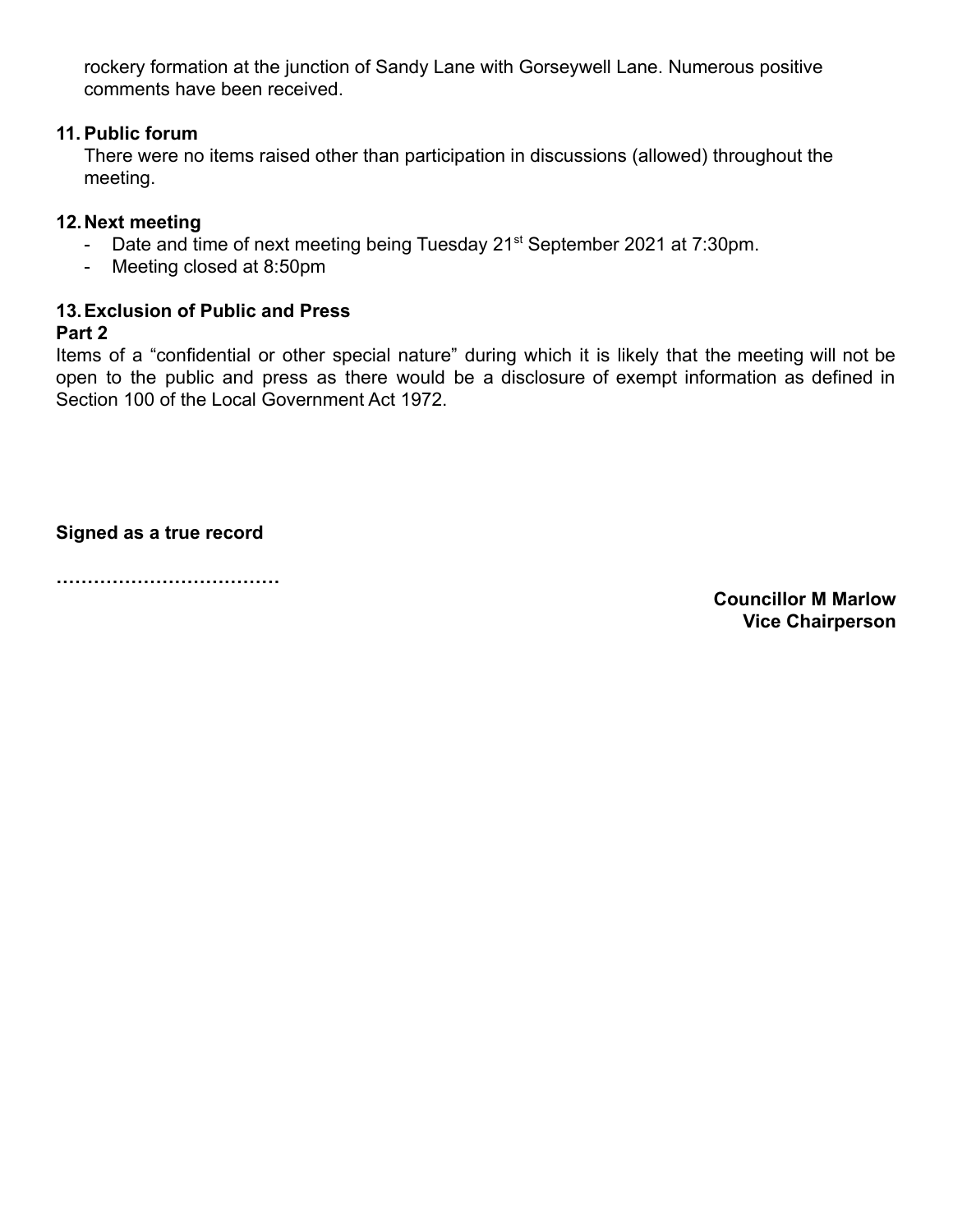rockery formation at the junction of Sandy Lane with Gorseywell Lane. Numerous positive comments have been received.

**11. Public forum**

There were no items raised other than participation in discussions (allowed) throughout the meeting.

**12. Next meeting**

- Date and time of next meeting being Tuesday 21st September 2021 at 7:30pm.
- Meeting closed at 8:50pm

**13. Exclusion of Public and Press**

**Part 2**

Items of a “confidential or other special nature” during which it is likely that the meeting will not be open to the public and press as there would be a disclosure of exempt information as defined in Section 100 of the Local Government Act 1972.

**Signed as a true record**

………………………………

**Councillor M Marlow**
**Vice Chairperson**